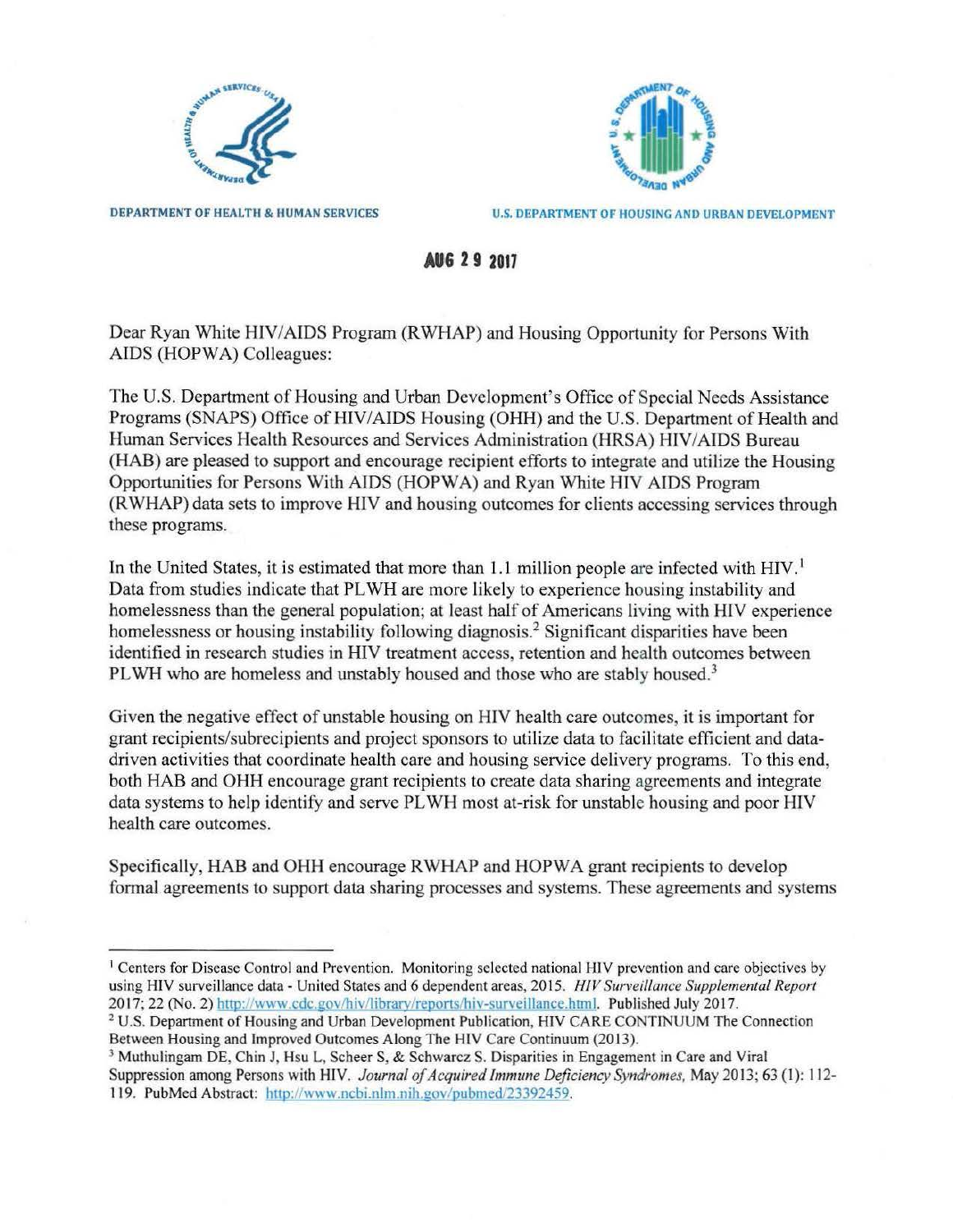DEPARTMENT OF HEALTH & HUMAN SERVICES

U.S. DEPARTMENT OF HOUSING AND URBAN DEVELOPMENT

**AUG 29 2017**

Dear Ryan White HIV/AIDS Program (RWHAP) and Housing Opportunity for Persons With AIDS (HOPWA) Colleagues:

The U.S. Department of Housing and Urban Development's Office of Special Needs Assistance Programs (SNAPS) Office of HIV/AIDS Housing (OHH) and the U.S. Department of Health and Human Services Health Resources and Services Administration (HRSA) HIV/AIDS Bureau (HAB) are pleased to support and encourage recipient efforts to integrate and utilize the Housing Opportunities for Persons With AIDS (HOPWA) and Ryan White HIV AIDS Program (RWHAP) data sets to improve HIV and housing outcomes for clients accessing services through these programs.

In the United States, it is estimated that more than 1.1 million people are infected with HIV.[1] Data from studies indicate that PLWH are more likely to experience housing instability and homelessness than the general population; at least half of Americans living with HIV experience homelessness or housing instability following diagnosis.[2] Significant disparities have been identified in research studies in HIV treatment access, retention and health outcomes between PLWH who are homeless and unstably housed and those who are stably housed.[3]

Given the negative effect of unstable housing on HIV health care outcomes, it is important for grant recipients/subrecipients and project sponsors to utilize data to facilitate efficient and data-driven activities that coordinate health care and housing service delivery programs. To this end, both HAB and OHH encourage grant recipients to create data sharing agreements and integrate data systems to help identify and serve PLWH most at-risk for unstable housing and poor HIV health care outcomes.

Specifically, HAB and OHH encourage RWHAP and HOPWA grant recipients to develop formal agreements to support data sharing processes and systems. These agreements and systems

---

[1] Centers for Disease Control and Prevention. Monitoring selected national HIV prevention and care objectives by using HIV surveillance data - United States and 6 dependent areas, 2015. *HIV Surveillance Supplemental Report* 2017; 22 (No. 2) http://www.cdc.gov/hiv/library/reports/hiv-surveillance.html. Published July 2017.

[2] U.S. Department of Housing and Urban Development Publication, HIV CARE CONTINUUM The Connection Between Housing and Improved Outcomes Along The HIV Care Continuum (2013).

[3] Muthulingam DE, Chin J, Hsu L, Scheer S, & Schwarcz S. Disparities in Engagement in Care and Viral Suppression among Persons with HIV. *Journal of Acquired Immune Deficiency Syndromes,* May 2013; 63 (1): 112-119. PubMed Abstract: http://www.ncbi.nlm.nih.gov/pubmed/23392459.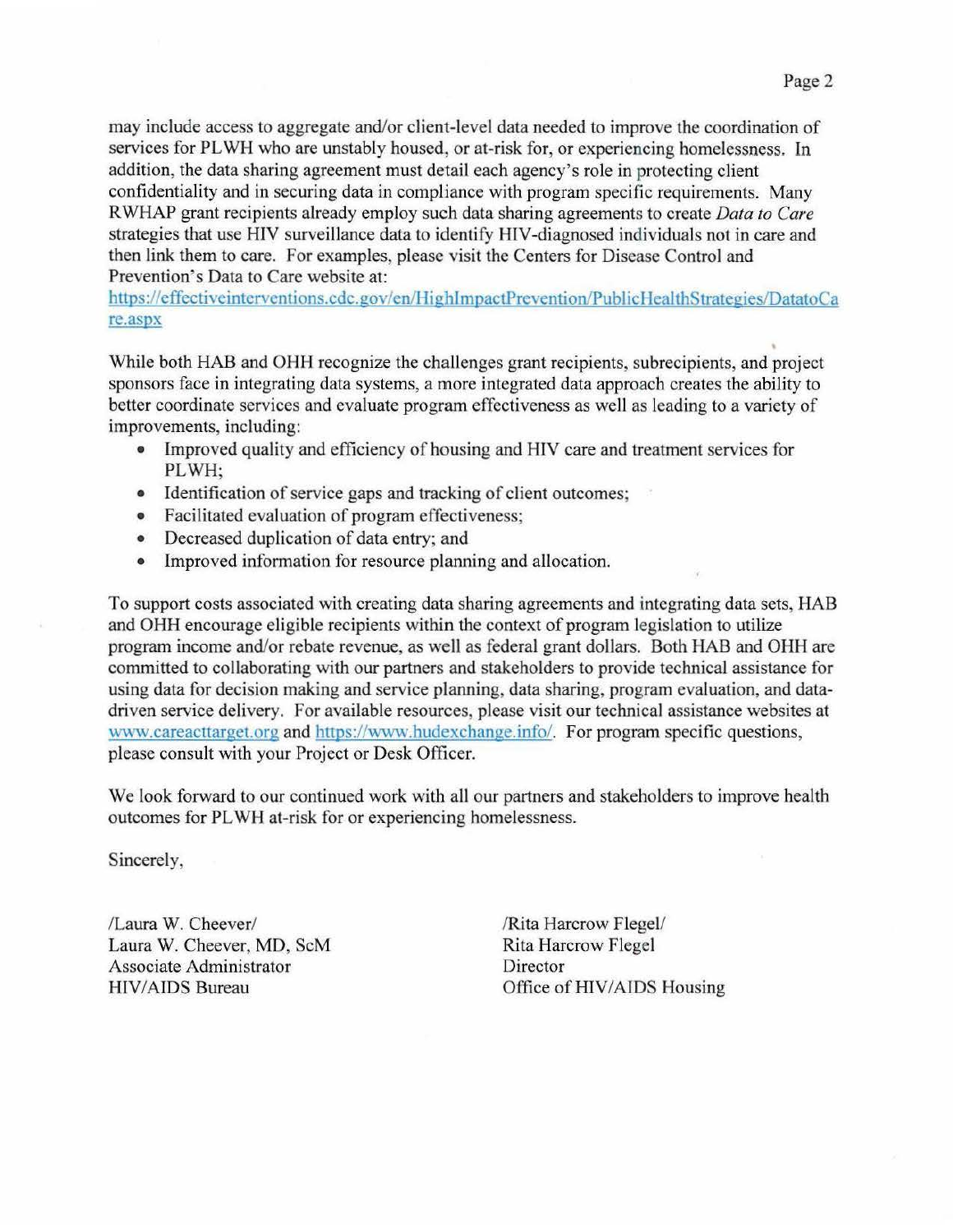may include access to aggregate and/or client-level data needed to improve the coordination of services for PLWH who are unstably housed, or at-risk for, or experiencing homelessness. In addition, the data sharing agreement must detail each agency's role in protecting client confidentiality and in securing data in compliance with program specific requirements. Many RWHAP grant recipients already employ such data sharing agreements to create *Data to Care* strategies that use HIV surveillance data to identify HIV-diagnosed individuals not in care and then link them to care. For examples, please visit the Centers for Disease Control and Prevention's Data to Care website at: [https://effectiveinterventions.cdc.gov/en/HighImpactPrevention/PublicHealthStrategies/DatatoCare.aspx](https://effectiveinterventions.cdc.gov/en/HighImpactPrevention/PublicHealthStrategies/DatatoCare.aspx)

While both HAB and OHH recognize the challenges grant recipients, subrecipients, and project sponsors face in integrating data systems, a more integrated data approach creates the ability to better coordinate services and evaluate program effectiveness as well as leading to a variety of improvements, including:

- Improved quality and efficiency of housing and HIV care and treatment services for PLWH;
- Identification of service gaps and tracking of client outcomes;
- Facilitated evaluation of program effectiveness;
- Decreased duplication of data entry; and
- Improved information for resource planning and allocation.

To support costs associated with creating data sharing agreements and integrating data sets, HAB and OHH encourage eligible recipients within the context of program legislation to utilize program income and/or rebate revenue, as well as federal grant dollars. Both HAB and OHH are committed to collaborating with our partners and stakeholders to provide technical assistance for using data for decision making and service planning, data sharing, program evaluation, and data-driven service delivery. For available resources, please visit our technical assistance websites at [www.careacttarget.org](www.careacttarget.org) and [https://www.hudexchange.info/](https://www.hudexchange.info/). For program specific questions, please consult with your Project or Desk Officer.

We look forward to our continued work with all our partners and stakeholders to improve health outcomes for PLWH at-risk for or experiencing homelessness.

Sincerely,

/Laura W. Cheever/
Laura W. Cheever, MD, ScM
Associate Administrator
HIV/AIDS Bureau

/Rita Harcrow Flegel/
Rita Harcrow Flegel
Director
Office of HIV/AIDS Housing